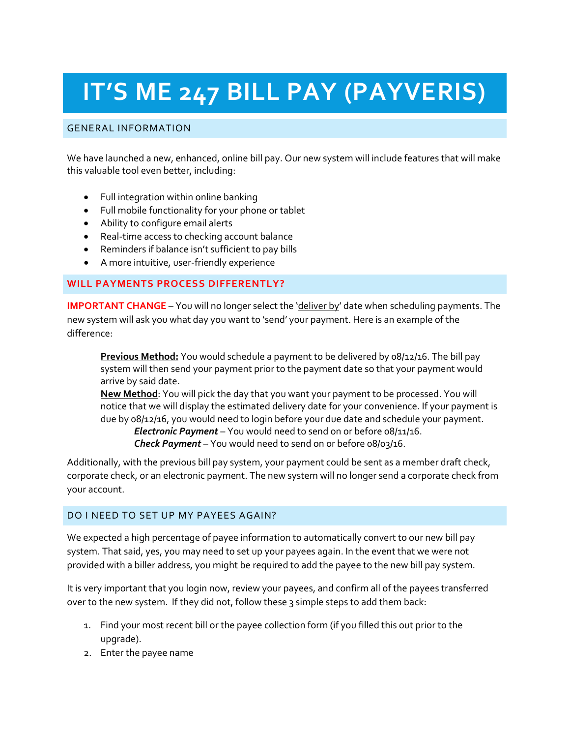# IT'S ME 247 BILL PAY (PAYVERIS)

## GENERAL INFORMATION

We have launched a new, enhanced, online bill pay. Our new system will include features that will make this valuable tool even better, including:

- Full integration within online banking
- Full mobile functionality for your phone or tablet
- Ability to configure email alerts
- Real-time access to checking account balance
- Reminders if balance isn't sufficient to pay bills
- A more intuitive, user-friendly experience

## WILL PAYMENTS PROCESS DIFFERENTLY?

**IMPORTANT CHANGE** – You will no longer select the 'deliver by' date when scheduling payments. The new system will ask you what day you want to 'send' your payment. Here is an example of the difference:

> **Previous Method:** You would schedule a payment to be delivered by 08/12/16. The bill pay system will then send your payment prior to the payment date so that your payment would arrive by said date.
> **New Method**: You will pick the day that you want your payment to be processed. You will notice that we will display the estimated delivery date for your convenience. If your payment is due by 08/12/16, you would need to login before your due date and schedule your payment.
> > ***Electronic Payment*** – You would need to send on or before 08/11/16.
> > ***Check Payment*** – You would need to send on or before 08/03/16.

Additionally, with the previous bill pay system, your payment could be sent as a member draft check, corporate check, or an electronic payment. The new system will no longer send a corporate check from your account.

## DO I NEED TO SET UP MY PAYEES AGAIN?

We expected a high percentage of payee information to automatically convert to our new bill pay system. That said, yes, you may need to set up your payees again. In the event that we were not provided with a biller address, you might be required to add the payee to the new bill pay system.

It is very important that you login now, review your payees, and confirm all of the payees transferred over to the new system. If they did not, follow these 3 simple steps to add them back:

1. Find your most recent bill or the payee collection form (if you filled this out prior to the upgrade).
2. Enter the payee name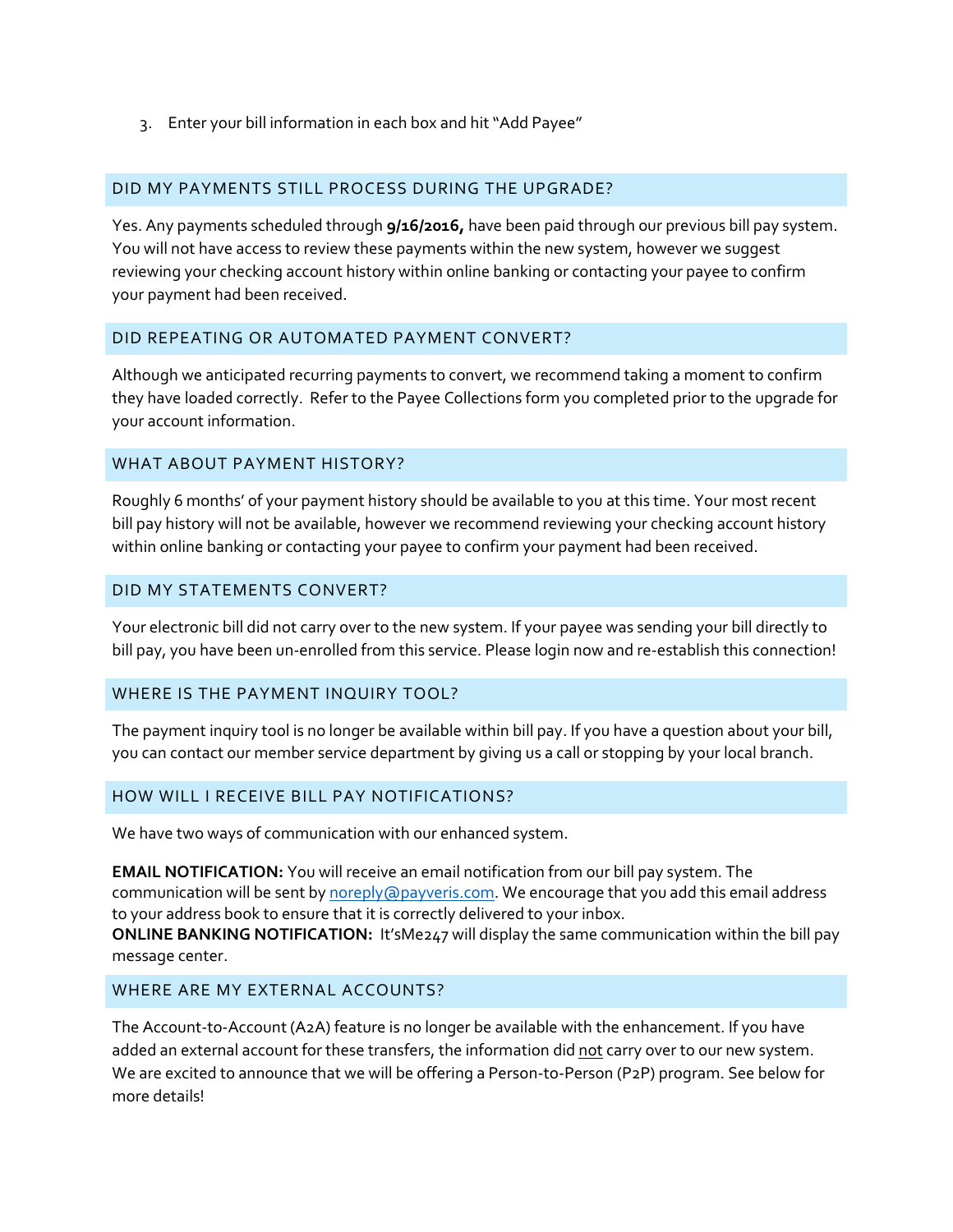3. Enter your bill information in each box and hit "Add Payee"

## DID MY PAYMENTS STILL PROCESS DURING THE UPGRADE?

Yes. Any payments scheduled through **9/16/2016,** have been paid through our previous bill pay system. You will not have access to review these payments within the new system, however we suggest reviewing your checking account history within online banking or contacting your payee to confirm your payment had been received.

## DID REPEATING OR AUTOMATED PAYMENT CONVERT?

Although we anticipated recurring payments to convert, we recommend taking a moment to confirm they have loaded correctly. Refer to the Payee Collections form you completed prior to the upgrade for your account information.

## WHAT ABOUT PAYMENT HISTORY?

Roughly 6 months' of your payment history should be available to you at this time. Your most recent bill pay history will not be available, however we recommend reviewing your checking account history within online banking or contacting your payee to confirm your payment had been received.

## DID MY STATEMENTS CONVERT?

Your electronic bill did not carry over to the new system. If your payee was sending your bill directly to bill pay, you have been un-enrolled from this service. Please login now and re-establish this connection!

## WHERE IS THE PAYMENT INQUIRY TOOL?

The payment inquiry tool is no longer be available within bill pay. If you have a question about your bill, you can contact our member service department by giving us a call or stopping by your local branch.

## HOW WILL I RECEIVE BILL PAY NOTIFICATIONS?

We have two ways of communication with our enhanced system.

**EMAIL NOTIFICATION:** You will receive an email notification from our bill pay system. The communication will be sent by noreply@payveris.com. We encourage that you add this email address to your address book to ensure that it is correctly delivered to your inbox.
**ONLINE BANKING NOTIFICATION:** It'sMe247 will display the same communication within the bill pay message center.

## WHERE ARE MY EXTERNAL ACCOUNTS?

The Account-to-Account (A2A) feature is no longer be available with the enhancement. If you have added an external account for these transfers, the information did not carry over to our new system. We are excited to announce that we will be offering a Person-to-Person (P2P) program. See below for more details!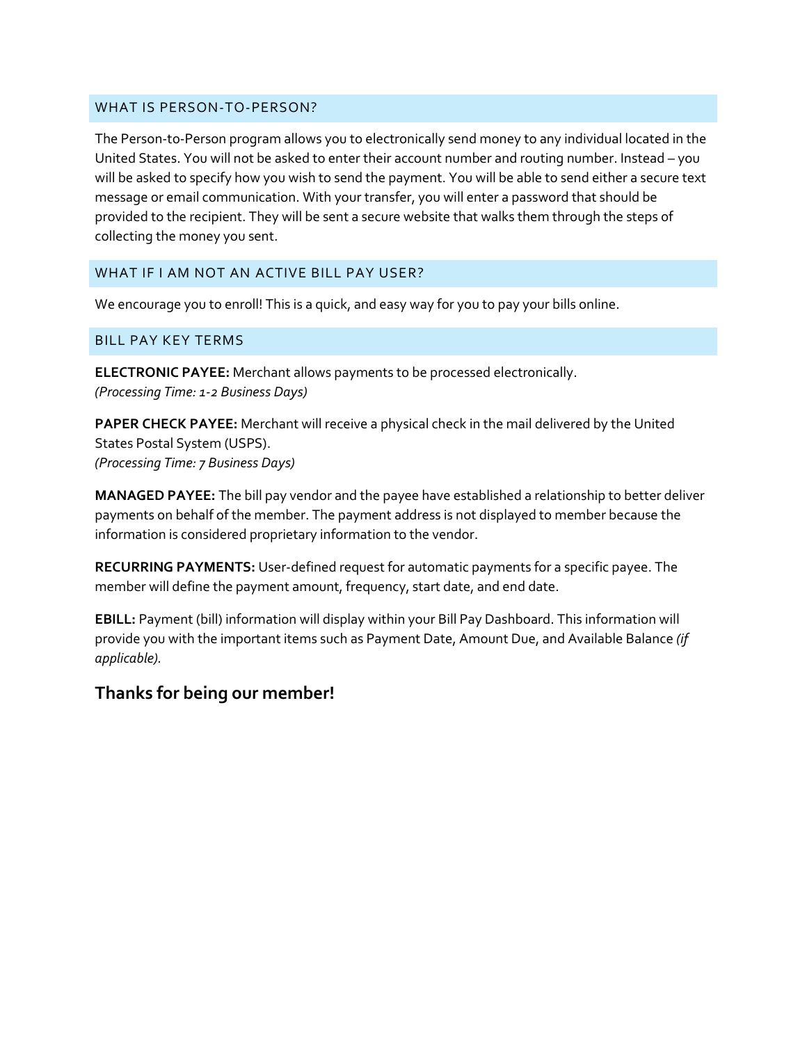## WHAT IS PERSON-TO-PERSON?

The Person-to-Person program allows you to electronically send money to any individual located in the United States. You will not be asked to enter their account number and routing number. Instead – you will be asked to specify how you wish to send the payment. You will be able to send either a secure text message or email communication. With your transfer, you will enter a password that should be provided to the recipient. They will be sent a secure website that walks them through the steps of collecting the money you sent.

## WHAT IF I AM NOT AN ACTIVE BILL PAY USER?

We encourage you to enroll! This is a quick, and easy way for you to pay your bills online.

## BILL PAY KEY TERMS

**ELECTRONIC PAYEE:** Merchant allows payments to be processed electronically.
*(Processing Time: 1-2 Business Days)*

**PAPER CHECK PAYEE:** Merchant will receive a physical check in the mail delivered by the United States Postal System (USPS).
*(Processing Time: 7 Business Days)*

**MANAGED PAYEE:** The bill pay vendor and the payee have established a relationship to better deliver payments on behalf of the member. The payment address is not displayed to member because the information is considered proprietary information to the vendor.

**RECURRING PAYMENTS:** User-defined request for automatic payments for a specific payee. The member will define the payment amount, frequency, start date, and end date.

**EBILL:** Payment (bill) information will display within your Bill Pay Dashboard. This information will provide you with the important items such as Payment Date, Amount Due, and Available Balance *(if applicable).*

## Thanks for being our member!